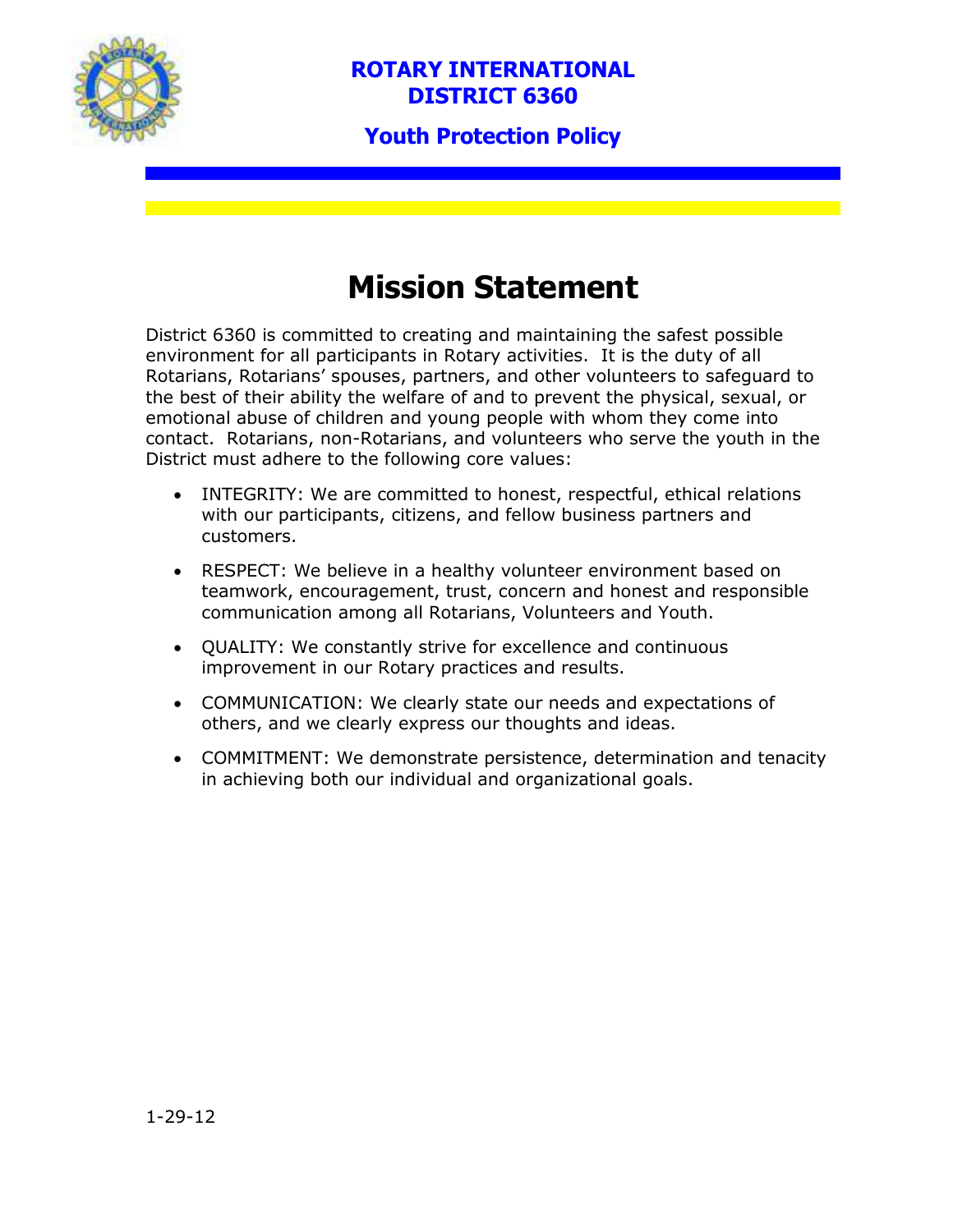# ROTARY INTERNATIONAL
# DISTRICT 6360

## Youth Protection Policy

# Mission Statement

District 6360 is committed to creating and maintaining the safest possible environment for all participants in Rotary activities. It is the duty of all Rotarians, Rotarians' spouses, partners, and other volunteers to safeguard to the best of their ability the welfare of and to prevent the physical, sexual, or emotional abuse of children and young people with whom they come into contact. Rotarians, non-Rotarians, and volunteers who serve the youth in the District must adhere to the following core values:

- INTEGRITY: We are committed to honest, respectful, ethical relations with our participants, citizens, and fellow business partners and customers.
- RESPECT: We believe in a healthy volunteer environment based on teamwork, encouragement, trust, concern and honest and responsible communication among all Rotarians, Volunteers and Youth.
- QUALITY: We constantly strive for excellence and continuous improvement in our Rotary practices and results.
- COMMUNICATION: We clearly state our needs and expectations of others, and we clearly express our thoughts and ideas.
- COMMITMENT: We demonstrate persistence, determination and tenacity in achieving both our individual and organizational goals.

1-29-12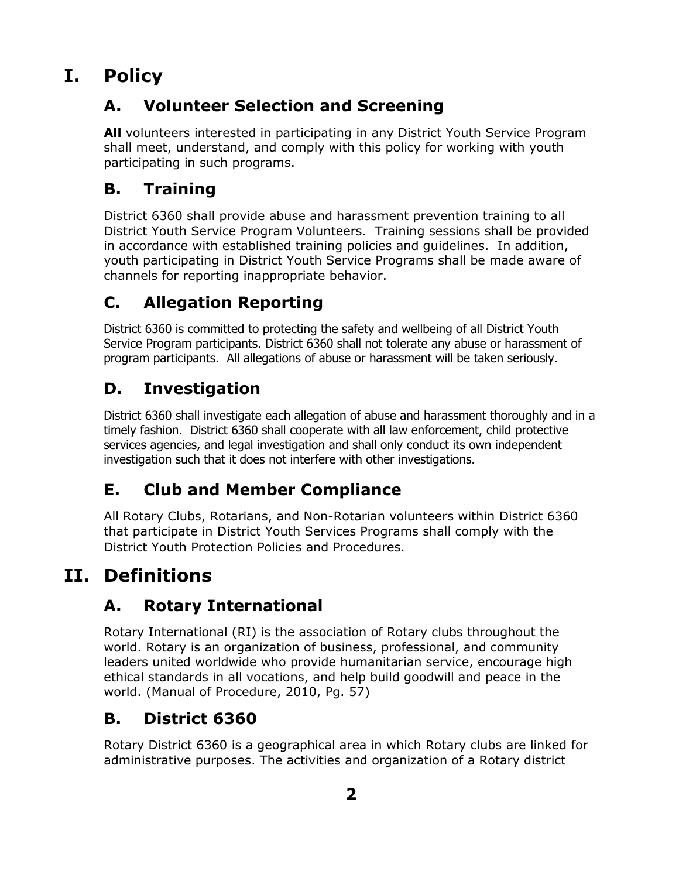# I. Policy

## A. Volunteer Selection and Screening

**All** volunteers interested in participating in any District Youth Service Program shall meet, understand, and comply with this policy for working with youth participating in such programs.

## B. Training

District 6360 shall provide abuse and harassment prevention training to all District Youth Service Program Volunteers. Training sessions shall be provided in accordance with established training policies and guidelines. In addition, youth participating in District Youth Service Programs shall be made aware of channels for reporting inappropriate behavior.

## C. Allegation Reporting

District 6360 is committed to protecting the safety and wellbeing of all District Youth Service Program participants. District 6360 shall not tolerate any abuse or harassment of program participants. All allegations of abuse or harassment will be taken seriously.

## D. Investigation

District 6360 shall investigate each allegation of abuse and harassment thoroughly and in a timely fashion. District 6360 shall cooperate with all law enforcement, child protective services agencies, and legal investigation and shall only conduct its own independent investigation such that it does not interfere with other investigations.

## E. Club and Member Compliance

All Rotary Clubs, Rotarians, and Non-Rotarian volunteers within District 6360 that participate in District Youth Services Programs shall comply with the District Youth Protection Policies and Procedures.

# II. Definitions

## A. Rotary International

Rotary International (RI) is the association of Rotary clubs throughout the world. Rotary is an organization of business, professional, and community leaders united worldwide who provide humanitarian service, encourage high ethical standards in all vocations, and help build goodwill and peace in the world. (Manual of Procedure, 2010, Pg. 57)

## B. District 6360

Rotary District 6360 is a geographical area in which Rotary clubs are linked for administrative purposes. The activities and organization of a Rotary district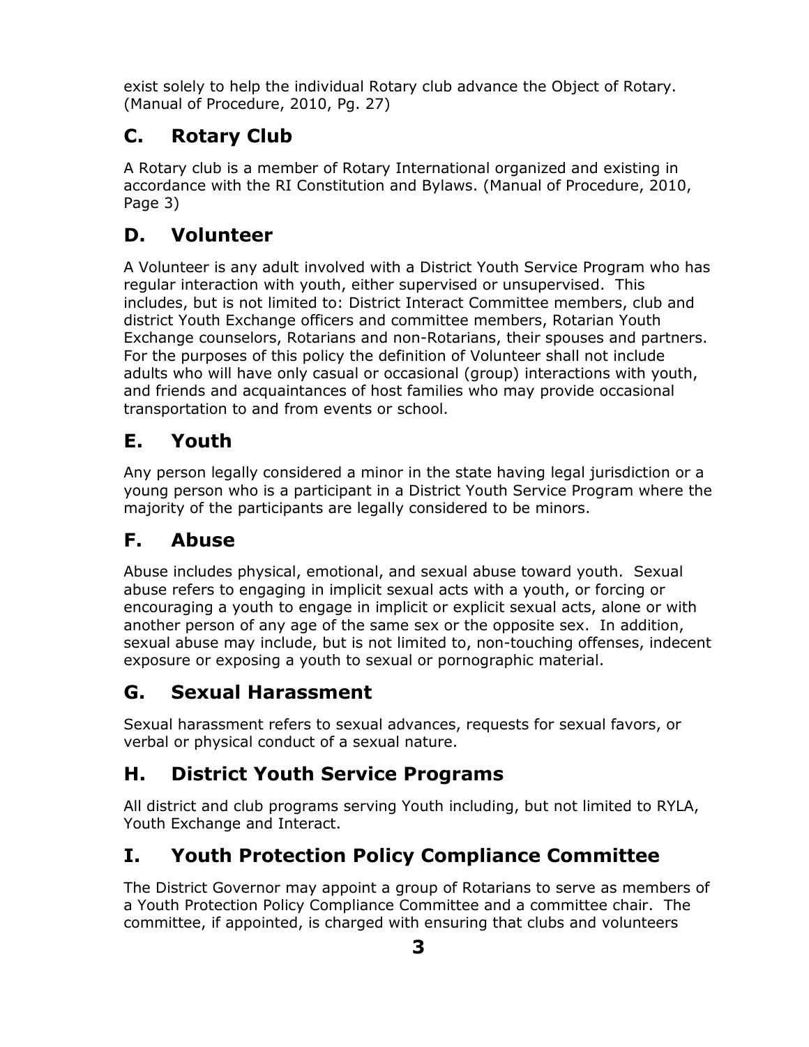exist solely to help the individual Rotary club advance the Object of Rotary. (Manual of Procedure, 2010, Pg. 27)

## C. Rotary Club

A Rotary club is a member of Rotary International organized and existing in accordance with the RI Constitution and Bylaws. (Manual of Procedure, 2010, Page 3)

## D. Volunteer

A Volunteer is any adult involved with a District Youth Service Program who has regular interaction with youth, either supervised or unsupervised. This includes, but is not limited to: District Interact Committee members, club and district Youth Exchange officers and committee members, Rotarian Youth Exchange counselors, Rotarians and non-Rotarians, their spouses and partners. For the purposes of this policy the definition of Volunteer shall not include adults who will have only casual or occasional (group) interactions with youth, and friends and acquaintances of host families who may provide occasional transportation to and from events or school.

## E. Youth

Any person legally considered a minor in the state having legal jurisdiction or a young person who is a participant in a District Youth Service Program where the majority of the participants are legally considered to be minors.

## F. Abuse

Abuse includes physical, emotional, and sexual abuse toward youth. Sexual abuse refers to engaging in implicit sexual acts with a youth, or forcing or encouraging a youth to engage in implicit or explicit sexual acts, alone or with another person of any age of the same sex or the opposite sex. In addition, sexual abuse may include, but is not limited to, non-touching offenses, indecent exposure or exposing a youth to sexual or pornographic material.

## G. Sexual Harassment

Sexual harassment refers to sexual advances, requests for sexual favors, or verbal or physical conduct of a sexual nature.

## H. District Youth Service Programs

All district and club programs serving Youth including, but not limited to RYLA, Youth Exchange and Interact.

## I. Youth Protection Policy Compliance Committee

The District Governor may appoint a group of Rotarians to serve as members of a Youth Protection Policy Compliance Committee and a committee chair. The committee, if appointed, is charged with ensuring that clubs and volunteers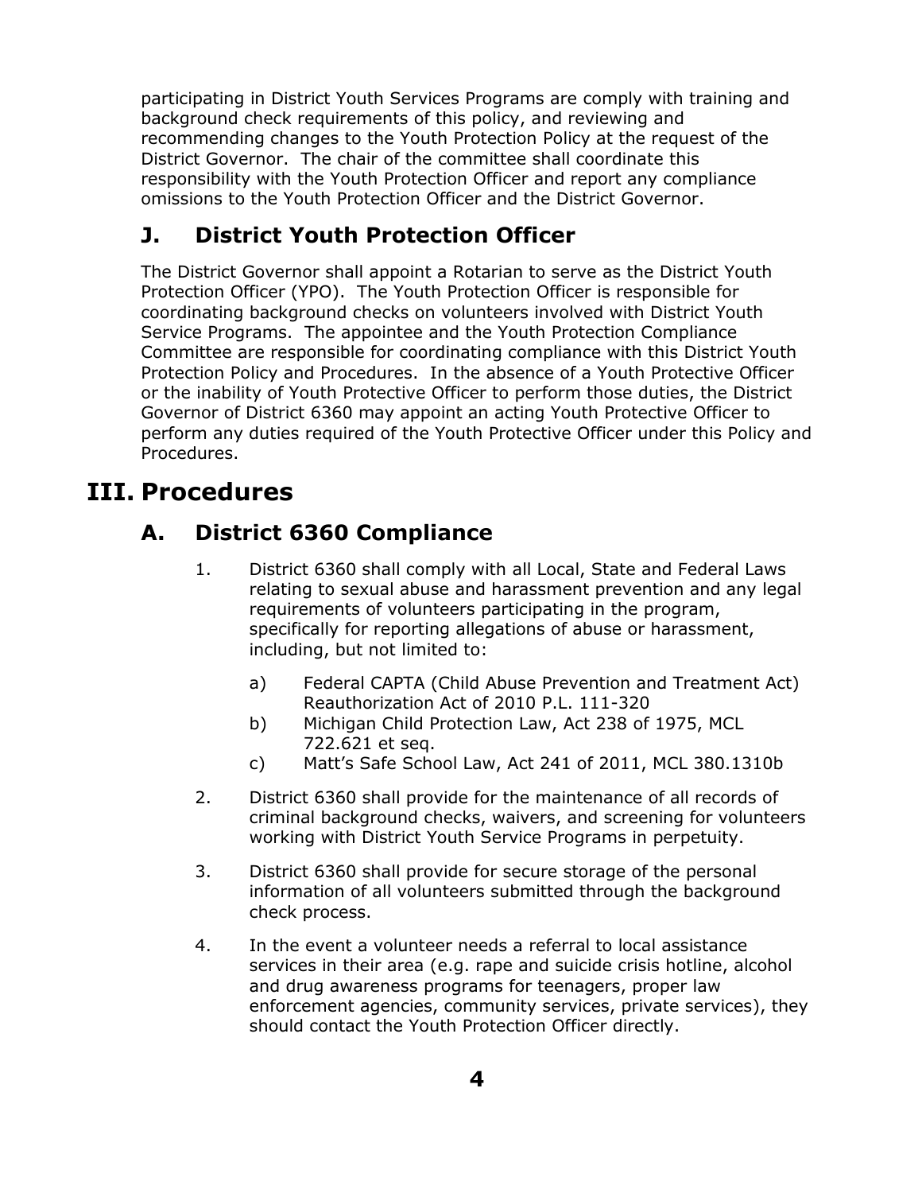participating in District Youth Services Programs are comply with training and background check requirements of this policy, and reviewing and recommending changes to the Youth Protection Policy at the request of the District Governor. The chair of the committee shall coordinate this responsibility with the Youth Protection Officer and report any compliance omissions to the Youth Protection Officer and the District Governor.

## J. District Youth Protection Officer

The District Governor shall appoint a Rotarian to serve as the District Youth Protection Officer (YPO). The Youth Protection Officer is responsible for coordinating background checks on volunteers involved with District Youth Service Programs. The appointee and the Youth Protection Compliance Committee are responsible for coordinating compliance with this District Youth Protection Policy and Procedures. In the absence of a Youth Protective Officer or the inability of Youth Protective Officer to perform those duties, the District Governor of District 6360 may appoint an acting Youth Protective Officer to perform any duties required of the Youth Protective Officer under this Policy and Procedures.

# III. Procedures

## A. District 6360 Compliance

1. District 6360 shall comply with all Local, State and Federal Laws relating to sexual abuse and harassment prevention and any legal requirements of volunteers participating in the program, specifically for reporting allegations of abuse or harassment, including, but not limited to:

   a) Federal CAPTA (Child Abuse Prevention and Treatment Act) Reauthorization Act of 2010 P.L. 111-320
   b) Michigan Child Protection Law, Act 238 of 1975, MCL 722.621 et seq.
   c) Matt's Safe School Law, Act 241 of 2011, MCL 380.1310b

2. District 6360 shall provide for the maintenance of all records of criminal background checks, waivers, and screening for volunteers working with District Youth Service Programs in perpetuity.

3. District 6360 shall provide for secure storage of the personal information of all volunteers submitted through the background check process.

4. In the event a volunteer needs a referral to local assistance services in their area (e.g. rape and suicide crisis hotline, alcohol and drug awareness programs for teenagers, proper law enforcement agencies, community services, private services), they should contact the Youth Protection Officer directly.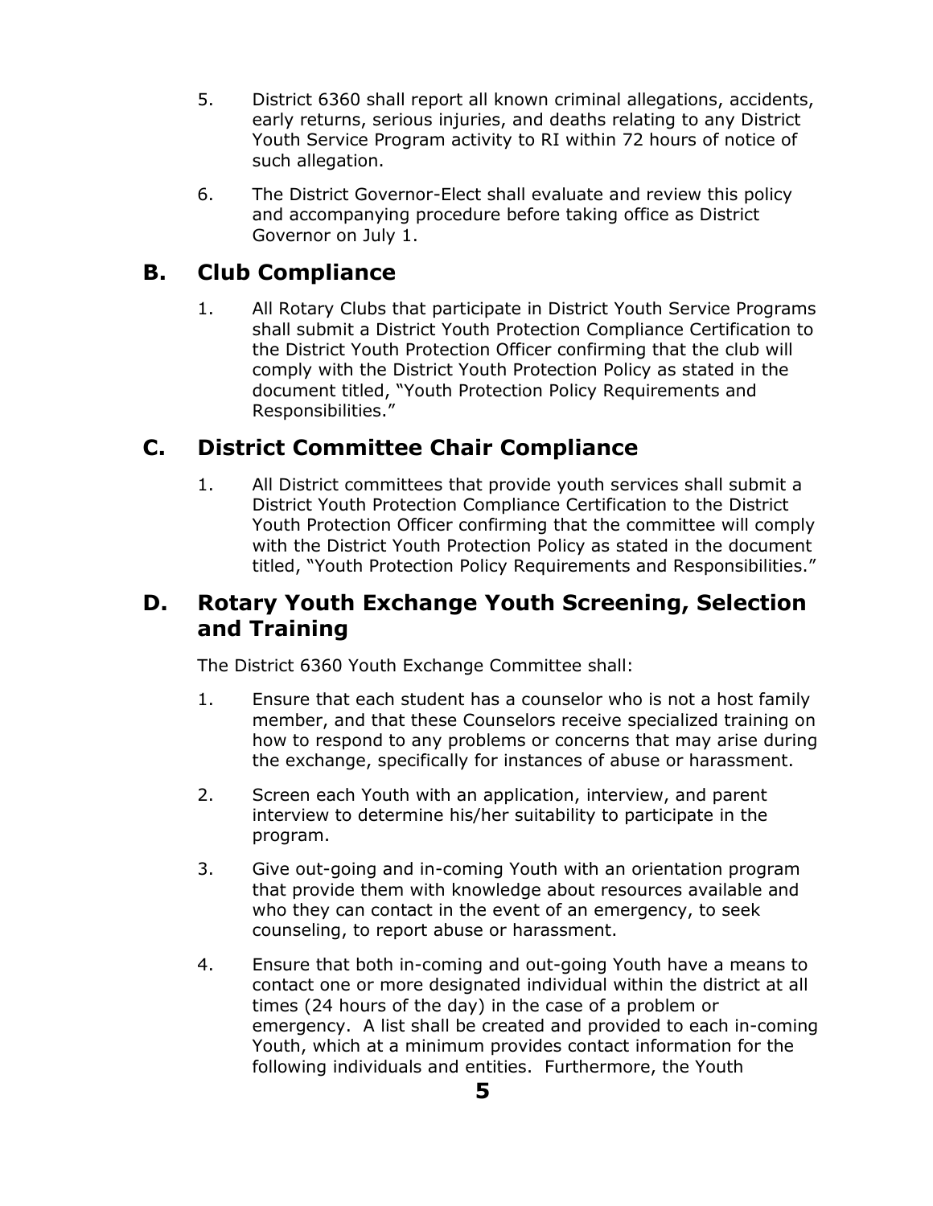5. District 6360 shall report all known criminal allegations, accidents, early returns, serious injuries, and deaths relating to any District Youth Service Program activity to RI within 72 hours of notice of such allegation.

6. The District Governor-Elect shall evaluate and review this policy and accompanying procedure before taking office as District Governor on July 1.

## B. Club Compliance

1. All Rotary Clubs that participate in District Youth Service Programs shall submit a District Youth Protection Compliance Certification to the District Youth Protection Officer confirming that the club will comply with the District Youth Protection Policy as stated in the document titled, "Youth Protection Policy Requirements and Responsibilities."

## C. District Committee Chair Compliance

1. All District committees that provide youth services shall submit a District Youth Protection Compliance Certification to the District Youth Protection Officer confirming that the committee will comply with the District Youth Protection Policy as stated in the document titled, "Youth Protection Policy Requirements and Responsibilities."

## D. Rotary Youth Exchange Youth Screening, Selection and Training

The District 6360 Youth Exchange Committee shall:

1. Ensure that each student has a counselor who is not a host family member, and that these Counselors receive specialized training on how to respond to any problems or concerns that may arise during the exchange, specifically for instances of abuse or harassment.

2. Screen each Youth with an application, interview, and parent interview to determine his/her suitability to participate in the program.

3. Give out-going and in-coming Youth with an orientation program that provide them with knowledge about resources available and who they can contact in the event of an emergency, to seek counseling, to report abuse or harassment.

4. Ensure that both in-coming and out-going Youth have a means to contact one or more designated individual within the district at all times (24 hours of the day) in the case of a problem or emergency. A list shall be created and provided to each in-coming Youth, which at a minimum provides contact information for the following individuals and entities. Furthermore, the Youth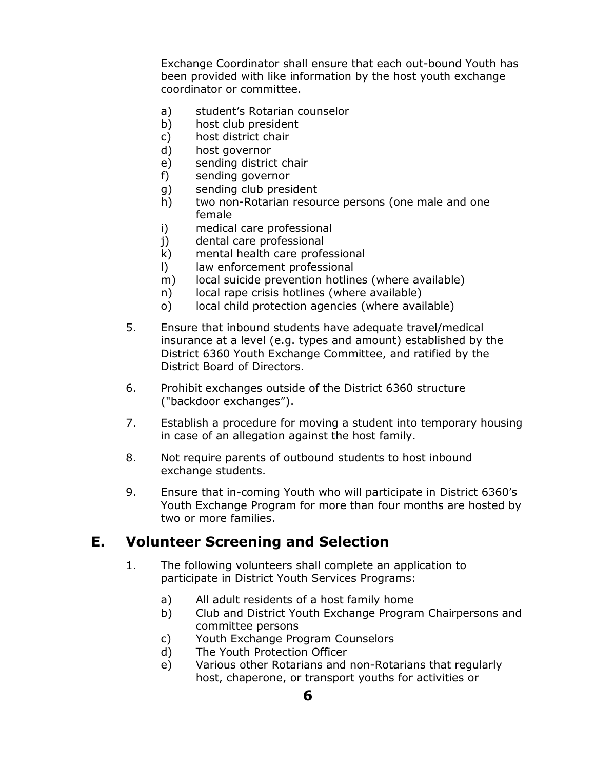Exchange Coordinator shall ensure that each out-bound Youth has been provided with like information by the host youth exchange coordinator or committee.

a) student's Rotarian counselor
b) host club president
c) host district chair
d) host governor
e) sending district chair
f) sending governor
g) sending club president
h) two non-Rotarian resource persons (one male and one female
i) medical care professional
j) dental care professional
k) mental health care professional
l) law enforcement professional
m) local suicide prevention hotlines (where available)
n) local rape crisis hotlines (where available)
o) local child protection agencies (where available)

5. Ensure that inbound students have adequate travel/medical insurance at a level (e.g. types and amount) established by the District 6360 Youth Exchange Committee, and ratified by the District Board of Directors.

6. Prohibit exchanges outside of the District 6360 structure ("backdoor exchanges").

7. Establish a procedure for moving a student into temporary housing in case of an allegation against the host family.

8. Not require parents of outbound students to host inbound exchange students.

9. Ensure that in-coming Youth who will participate in District 6360's Youth Exchange Program for more than four months are hosted by two or more families.

## E. Volunteer Screening and Selection

1. The following volunteers shall complete an application to participate in District Youth Services Programs:

   a) All adult residents of a host family home
   b) Club and District Youth Exchange Program Chairpersons and committee persons
   c) Youth Exchange Program Counselors
   d) The Youth Protection Officer
   e) Various other Rotarians and non-Rotarians that regularly host, chaperone, or transport youths for activities or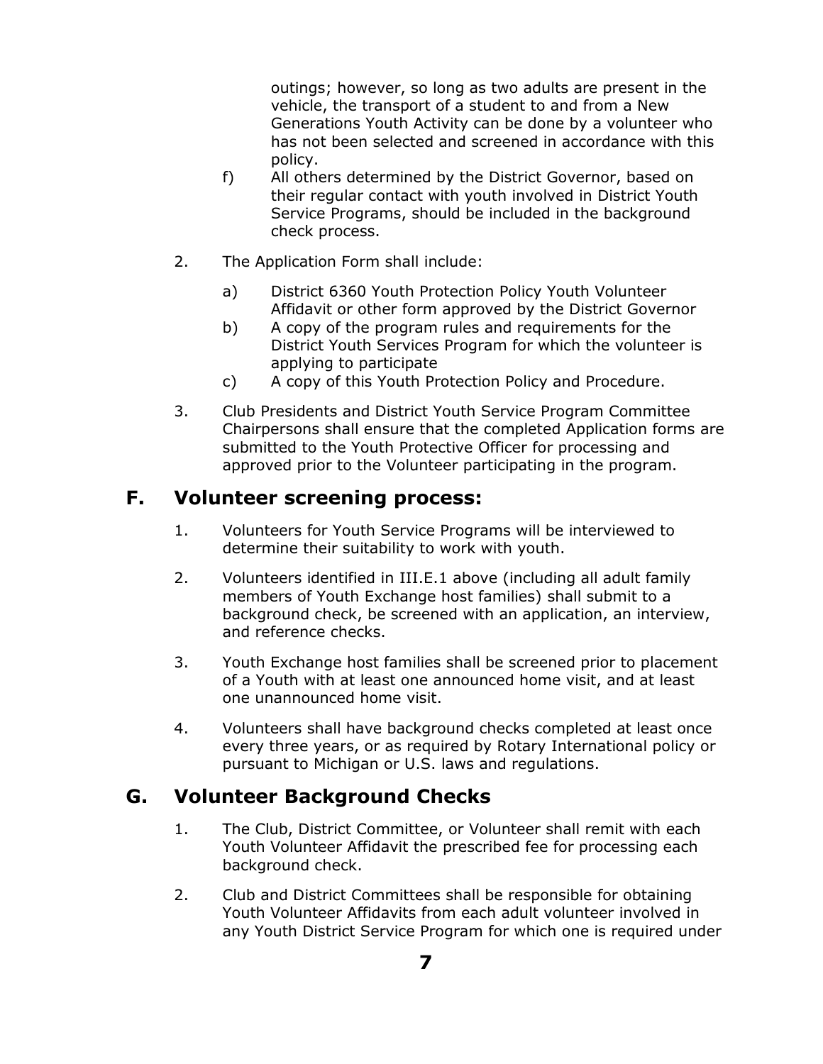outings; however, so long as two adults are present in the vehicle, the transport of a student to and from a New Generations Youth Activity can be done by a volunteer who has not been selected and screened in accordance with this policy.

f) All others determined by the District Governor, based on their regular contact with youth involved in District Youth Service Programs, should be included in the background check process.

2. The Application Form shall include:

   a) District 6360 Youth Protection Policy Youth Volunteer Affidavit or other form approved by the District Governor
   b) A copy of the program rules and requirements for the District Youth Services Program for which the volunteer is applying to participate
   c) A copy of this Youth Protection Policy and Procedure.

3. Club Presidents and District Youth Service Program Committee Chairpersons shall ensure that the completed Application forms are submitted to the Youth Protective Officer for processing and approved prior to the Volunteer participating in the program.

## F. Volunteer screening process:

1. Volunteers for Youth Service Programs will be interviewed to determine their suitability to work with youth.

2. Volunteers identified in III.E.1 above (including all adult family members of Youth Exchange host families) shall submit to a background check, be screened with an application, an interview, and reference checks.

3. Youth Exchange host families shall be screened prior to placement of a Youth with at least one announced home visit, and at least one unannounced home visit.

4. Volunteers shall have background checks completed at least once every three years, or as required by Rotary International policy or pursuant to Michigan or U.S. laws and regulations.

## G. Volunteer Background Checks

1. The Club, District Committee, or Volunteer shall remit with each Youth Volunteer Affidavit the prescribed fee for processing each background check.

2. Club and District Committees shall be responsible for obtaining Youth Volunteer Affidavits from each adult volunteer involved in any Youth District Service Program for which one is required under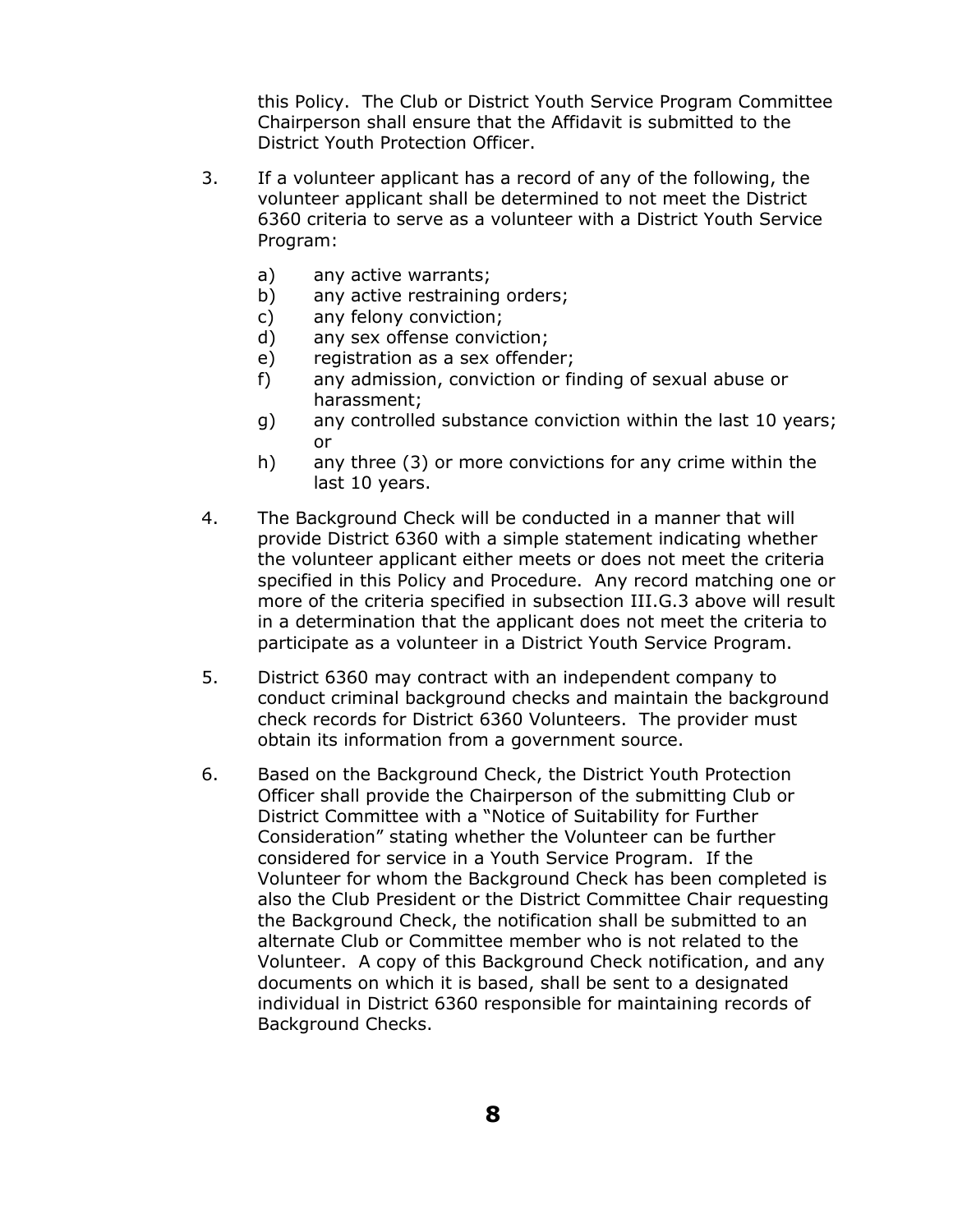this Policy. The Club or District Youth Service Program Committee Chairperson shall ensure that the Affidavit is submitted to the District Youth Protection Officer.

3. If a volunteer applicant has a record of any of the following, the volunteer applicant shall be determined to not meet the District 6360 criteria to serve as a volunteer with a District Youth Service Program:

   a) any active warrants;
   b) any active restraining orders;
   c) any felony conviction;
   d) any sex offense conviction;
   e) registration as a sex offender;
   f) any admission, conviction or finding of sexual abuse or harassment;
   g) any controlled substance conviction within the last 10 years; or
   h) any three (3) or more convictions for any crime within the last 10 years.

4. The Background Check will be conducted in a manner that will provide District 6360 with a simple statement indicating whether the volunteer applicant either meets or does not meet the criteria specified in this Policy and Procedure. Any record matching one or more of the criteria specified in subsection III.G.3 above will result in a determination that the applicant does not meet the criteria to participate as a volunteer in a District Youth Service Program.

5. District 6360 may contract with an independent company to conduct criminal background checks and maintain the background check records for District 6360 Volunteers. The provider must obtain its information from a government source.

6. Based on the Background Check, the District Youth Protection Officer shall provide the Chairperson of the submitting Club or District Committee with a "Notice of Suitability for Further Consideration" stating whether the Volunteer can be further considered for service in a Youth Service Program. If the Volunteer for whom the Background Check has been completed is also the Club President or the District Committee Chair requesting the Background Check, the notification shall be submitted to an alternate Club or Committee member who is not related to the Volunteer. A copy of this Background Check notification, and any documents on which it is based, shall be sent to a designated individual in District 6360 responsible for maintaining records of Background Checks.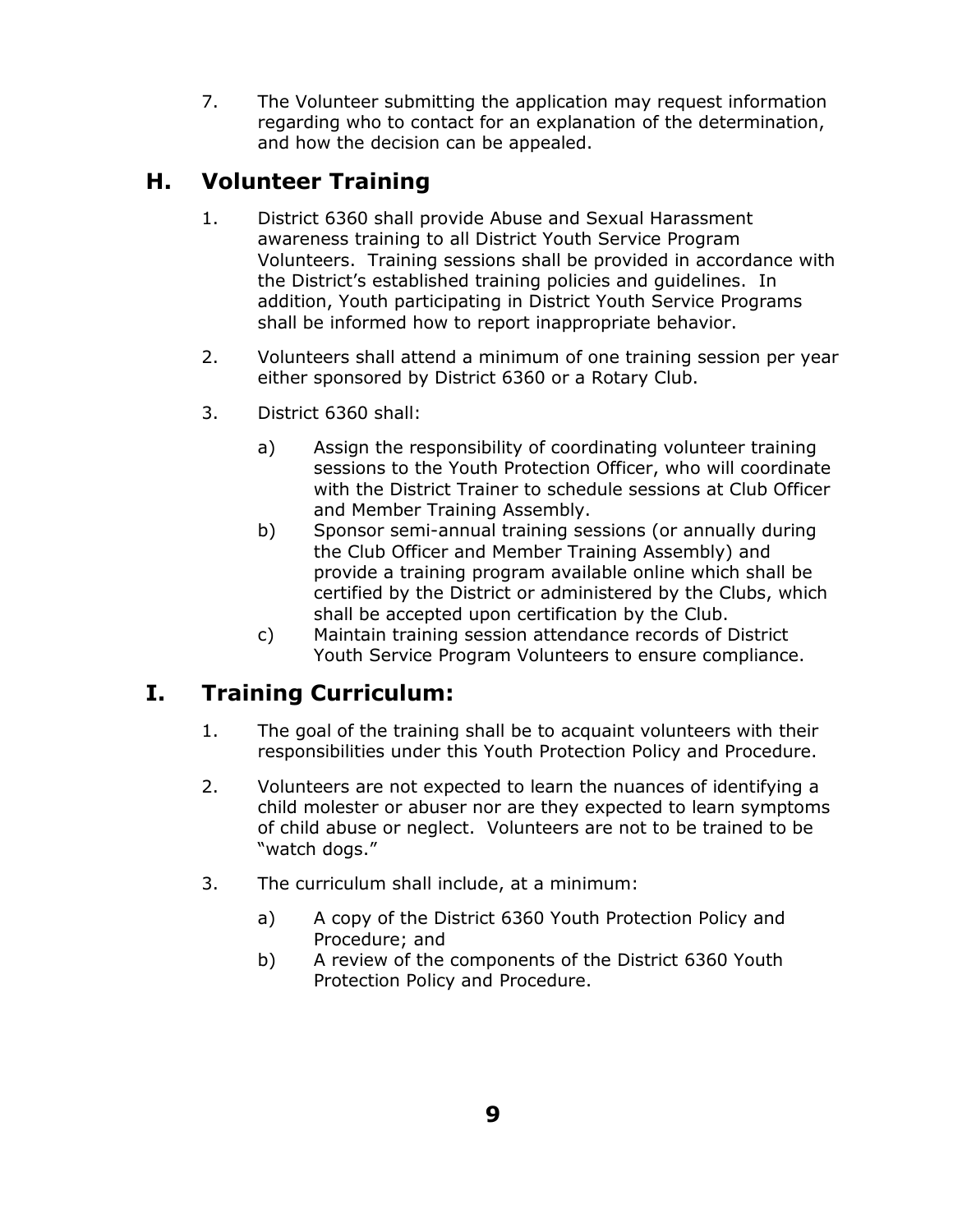7. The Volunteer submitting the application may request information regarding who to contact for an explanation of the determination, and how the decision can be appealed.

## H. Volunteer Training

1. District 6360 shall provide Abuse and Sexual Harassment awareness training to all District Youth Service Program Volunteers. Training sessions shall be provided in accordance with the District's established training policies and guidelines. In addition, Youth participating in District Youth Service Programs shall be informed how to report inappropriate behavior.

2. Volunteers shall attend a minimum of one training session per year either sponsored by District 6360 or a Rotary Club.

3. District 6360 shall:

   a) Assign the responsibility of coordinating volunteer training sessions to the Youth Protection Officer, who will coordinate with the District Trainer to schedule sessions at Club Officer and Member Training Assembly.
   b) Sponsor semi-annual training sessions (or annually during the Club Officer and Member Training Assembly) and provide a training program available online which shall be certified by the District or administered by the Clubs, which shall be accepted upon certification by the Club.
   c) Maintain training session attendance records of District Youth Service Program Volunteers to ensure compliance.

## I. Training Curriculum:

1. The goal of the training shall be to acquaint volunteers with their responsibilities under this Youth Protection Policy and Procedure.

2. Volunteers are not expected to learn the nuances of identifying a child molester or abuser nor are they expected to learn symptoms of child abuse or neglect. Volunteers are not to be trained to be "watch dogs."

3. The curriculum shall include, at a minimum:

   a) A copy of the District 6360 Youth Protection Policy and Procedure; and
   b) A review of the components of the District 6360 Youth Protection Policy and Procedure.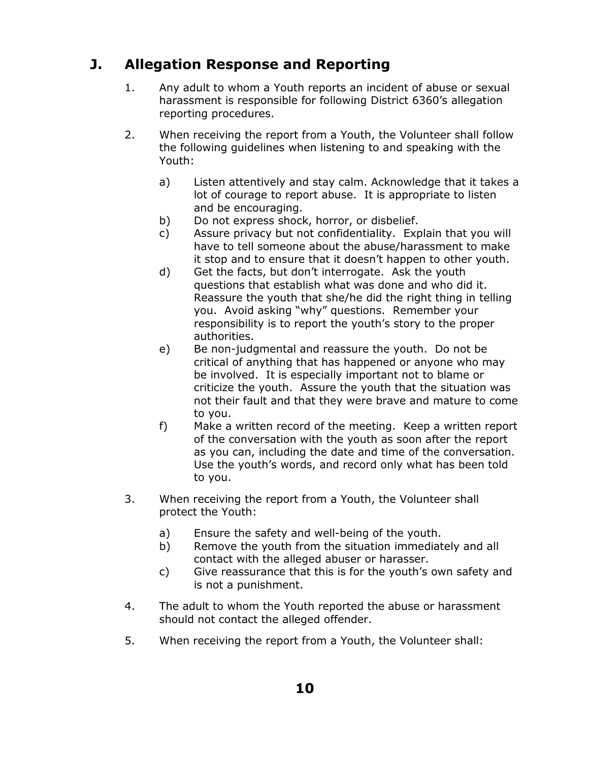## J. Allegation Response and Reporting

1. Any adult to whom a Youth reports an incident of abuse or sexual harassment is responsible for following District 6360's allegation reporting procedures.

2. When receiving the report from a Youth, the Volunteer shall follow the following guidelines when listening to and speaking with the Youth:

   a) Listen attentively and stay calm. Acknowledge that it takes a lot of courage to report abuse. It is appropriate to listen and be encouraging.
   
   b) Do not express shock, horror, or disbelief.
   
   c) Assure privacy but not confidentiality. Explain that you will have to tell someone about the abuse/harassment to make it stop and to ensure that it doesn't happen to other youth.
   
   d) Get the facts, but don't interrogate. Ask the youth questions that establish what was done and who did it. Reassure the youth that she/he did the right thing in telling you. Avoid asking "why" questions. Remember your responsibility is to report the youth's story to the proper authorities.
   
   e) Be non-judgmental and reassure the youth. Do not be critical of anything that has happened or anyone who may be involved. It is especially important not to blame or criticize the youth. Assure the youth that the situation was not their fault and that they were brave and mature to come to you.
   
   f) Make a written record of the meeting. Keep a written report of the conversation with the youth as soon after the report as you can, including the date and time of the conversation. Use the youth's words, and record only what has been told to you.

3. When receiving the report from a Youth, the Volunteer shall protect the Youth:

   a) Ensure the safety and well-being of the youth.
   
   b) Remove the youth from the situation immediately and all contact with the alleged abuser or harasser.
   
   c) Give reassurance that this is for the youth's own safety and is not a punishment.

4. The adult to whom the Youth reported the abuse or harassment should not contact the alleged offender.

5. When receiving the report from a Youth, the Volunteer shall: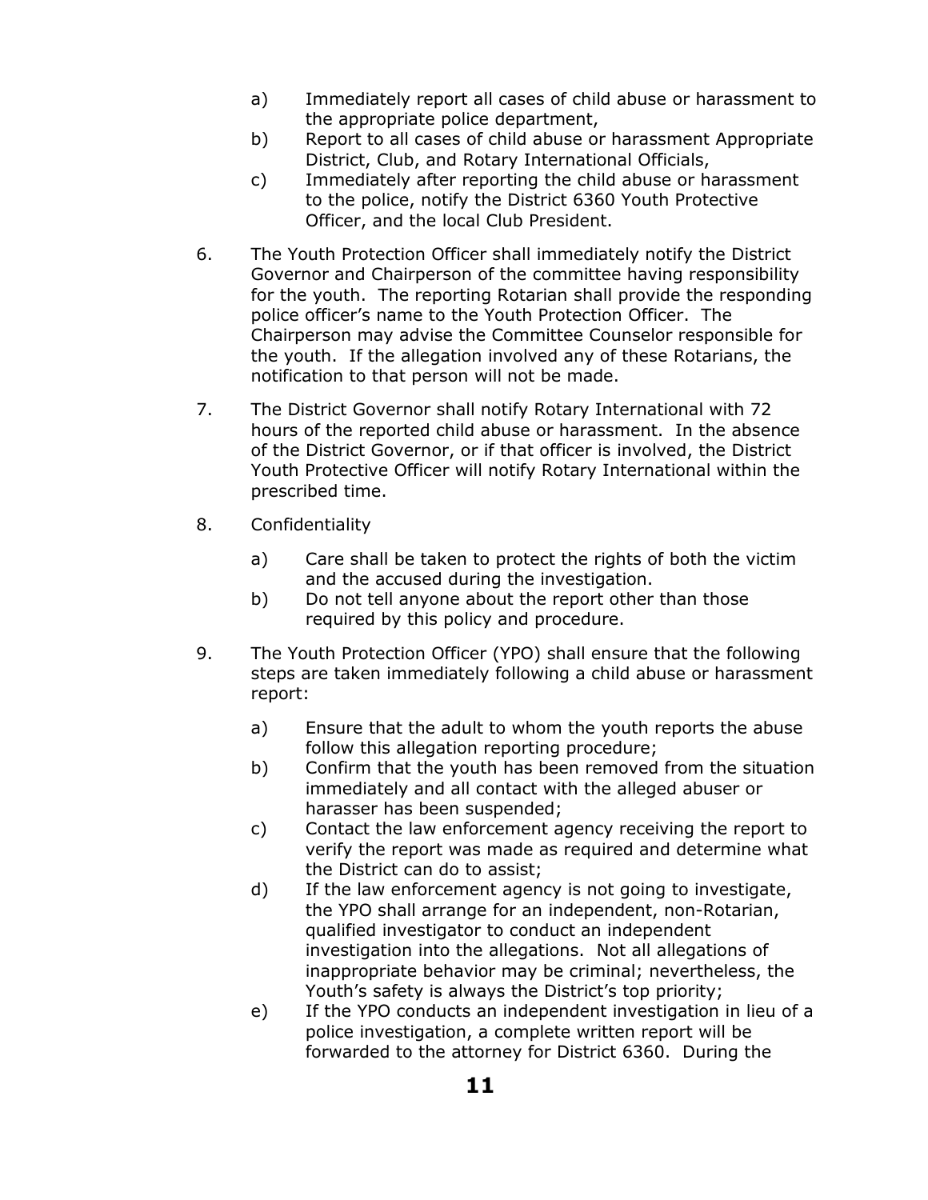a) Immediately report all cases of child abuse or harassment to the appropriate police department,

b) Report to all cases of child abuse or harassment Appropriate District, Club, and Rotary International Officials,

c) Immediately after reporting the child abuse or harassment to the police, notify the District 6360 Youth Protective Officer, and the local Club President.

6. The Youth Protection Officer shall immediately notify the District Governor and Chairperson of the committee having responsibility for the youth. The reporting Rotarian shall provide the responding police officer's name to the Youth Protection Officer. The Chairperson may advise the Committee Counselor responsible for the youth. If the allegation involved any of these Rotarians, the notification to that person will not be made.

7. The District Governor shall notify Rotary International with 72 hours of the reported child abuse or harassment. In the absence of the District Governor, or if that officer is involved, the District Youth Protective Officer will notify Rotary International within the prescribed time.

8. Confidentiality

   a) Care shall be taken to protect the rights of both the victim and the accused during the investigation.

   b) Do not tell anyone about the report other than those required by this policy and procedure.

9. The Youth Protection Officer (YPO) shall ensure that the following steps are taken immediately following a child abuse or harassment report:

   a) Ensure that the adult to whom the youth reports the abuse follow this allegation reporting procedure;

   b) Confirm that the youth has been removed from the situation immediately and all contact with the alleged abuser or harasser has been suspended;

   c) Contact the law enforcement agency receiving the report to verify the report was made as required and determine what the District can do to assist;

   d) If the law enforcement agency is not going to investigate, the YPO shall arrange for an independent, non-Rotarian, qualified investigator to conduct an independent investigation into the allegations. Not all allegations of inappropriate behavior may be criminal; nevertheless, the Youth's safety is always the District's top priority;

   e) If the YPO conducts an independent investigation in lieu of a police investigation, a complete written report will be forwarded to the attorney for District 6360. During the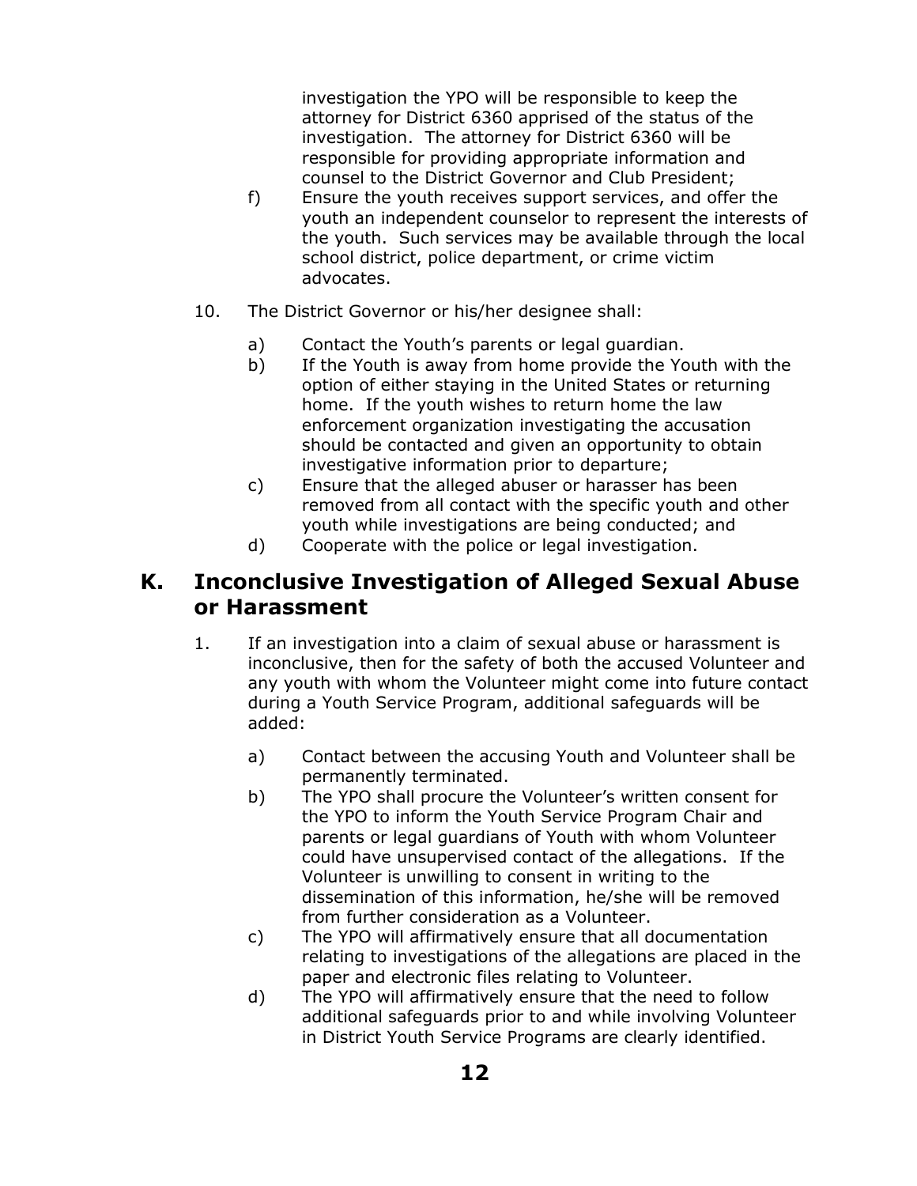investigation the YPO will be responsible to keep the attorney for District 6360 apprised of the status of the investigation. The attorney for District 6360 will be responsible for providing appropriate information and counsel to the District Governor and Club President;

f) Ensure the youth receives support services, and offer the youth an independent counselor to represent the interests of the youth. Such services may be available through the local school district, police department, or crime victim advocates.

10. The District Governor or his/her designee shall:

    a) Contact the Youth's parents or legal guardian.
    b) If the Youth is away from home provide the Youth with the option of either staying in the United States or returning home. If the youth wishes to return home the law enforcement organization investigating the accusation should be contacted and given an opportunity to obtain investigative information prior to departure;
    c) Ensure that the alleged abuser or harasser has been removed from all contact with the specific youth and other youth while investigations are being conducted; and
    d) Cooperate with the police or legal investigation.

## K. Inconclusive Investigation of Alleged Sexual Abuse or Harassment

1. If an investigation into a claim of sexual abuse or harassment is inconclusive, then for the safety of both the accused Volunteer and any youth with whom the Volunteer might come into future contact during a Youth Service Program, additional safeguards will be added:

    a) Contact between the accusing Youth and Volunteer shall be permanently terminated.
    b) The YPO shall procure the Volunteer's written consent for the YPO to inform the Youth Service Program Chair and parents or legal guardians of Youth with whom Volunteer could have unsupervised contact of the allegations. If the Volunteer is unwilling to consent in writing to the dissemination of this information, he/she will be removed from further consideration as a Volunteer.
    c) The YPO will affirmatively ensure that all documentation relating to investigations of the allegations are placed in the paper and electronic files relating to Volunteer.
    d) The YPO will affirmatively ensure that the need to follow additional safeguards prior to and while involving Volunteer in District Youth Service Programs are clearly identified.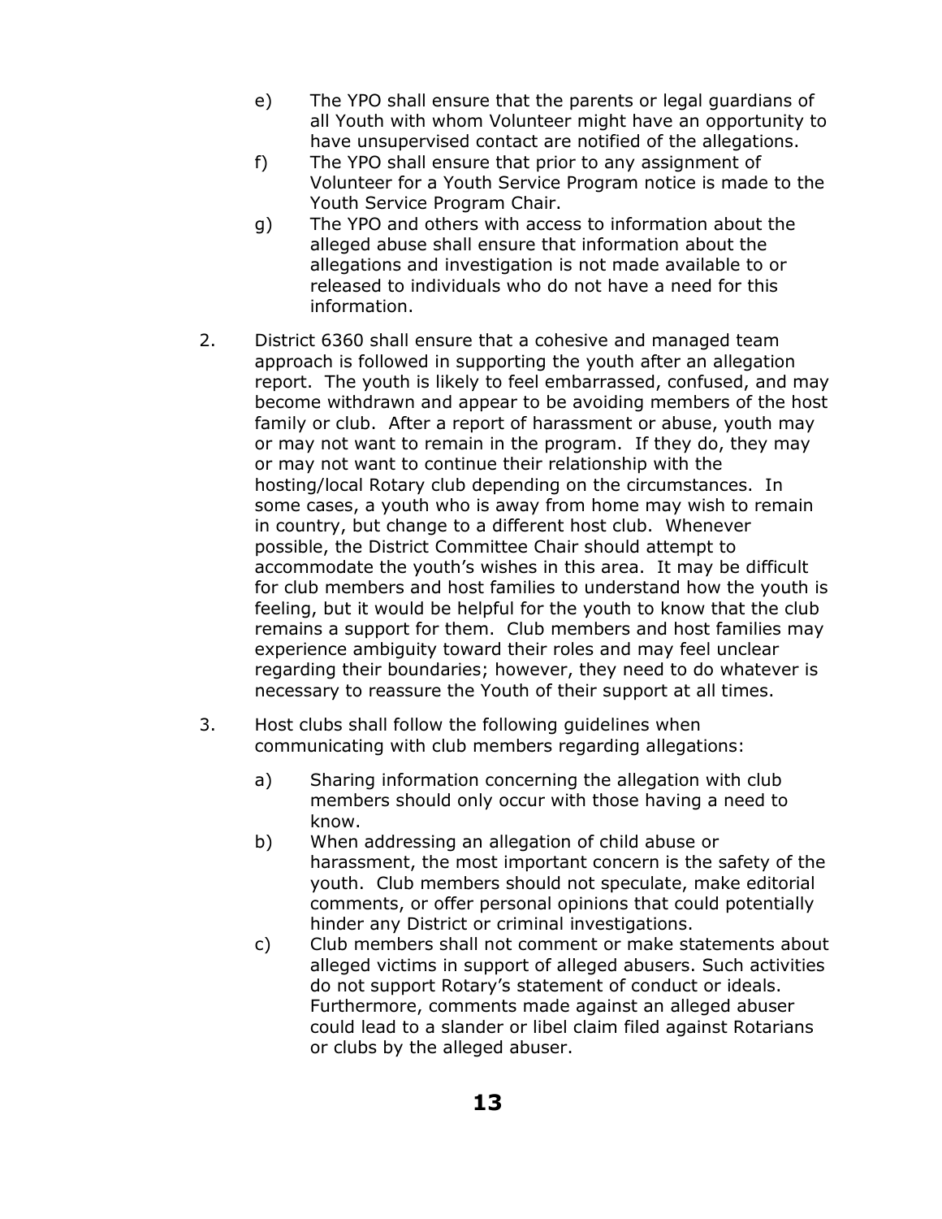e) The YPO shall ensure that the parents or legal guardians of all Youth with whom Volunteer might have an opportunity to have unsupervised contact are notified of the allegations.

f) The YPO shall ensure that prior to any assignment of Volunteer for a Youth Service Program notice is made to the Youth Service Program Chair.

g) The YPO and others with access to information about the alleged abuse shall ensure that information about the allegations and investigation is not made available to or released to individuals who do not have a need for this information.

2. District 6360 shall ensure that a cohesive and managed team approach is followed in supporting the youth after an allegation report. The youth is likely to feel embarrassed, confused, and may become withdrawn and appear to be avoiding members of the host family or club. After a report of harassment or abuse, youth may or may not want to remain in the program. If they do, they may or may not want to continue their relationship with the hosting/local Rotary club depending on the circumstances. In some cases, a youth who is away from home may wish to remain in country, but change to a different host club. Whenever possible, the District Committee Chair should attempt to accommodate the youth's wishes in this area. It may be difficult for club members and host families to understand how the youth is feeling, but it would be helpful for the youth to know that the club remains a support for them. Club members and host families may experience ambiguity toward their roles and may feel unclear regarding their boundaries; however, they need to do whatever is necessary to reassure the Youth of their support at all times.

3. Host clubs shall follow the following guidelines when communicating with club members regarding allegations:

   a) Sharing information concerning the allegation with club members should only occur with those having a need to know.

   b) When addressing an allegation of child abuse or harassment, the most important concern is the safety of the youth. Club members should not speculate, make editorial comments, or offer personal opinions that could potentially hinder any District or criminal investigations.

   c) Club members shall not comment or make statements about alleged victims in support of alleged abusers. Such activities do not support Rotary's statement of conduct or ideals. Furthermore, comments made against an alleged abuser could lead to a slander or libel claim filed against Rotarians or clubs by the alleged abuser.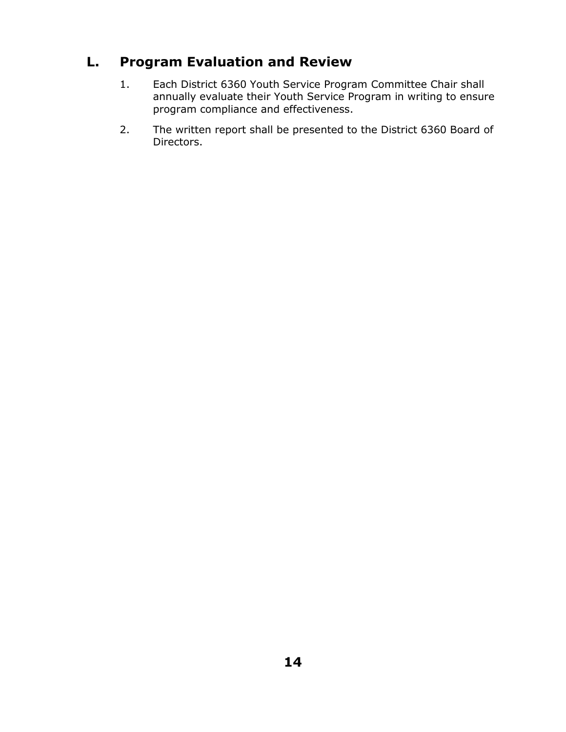## L. Program Evaluation and Review

1. Each District 6360 Youth Service Program Committee Chair shall annually evaluate their Youth Service Program in writing to ensure program compliance and effectiveness.
2. The written report shall be presented to the District 6360 Board of Directors.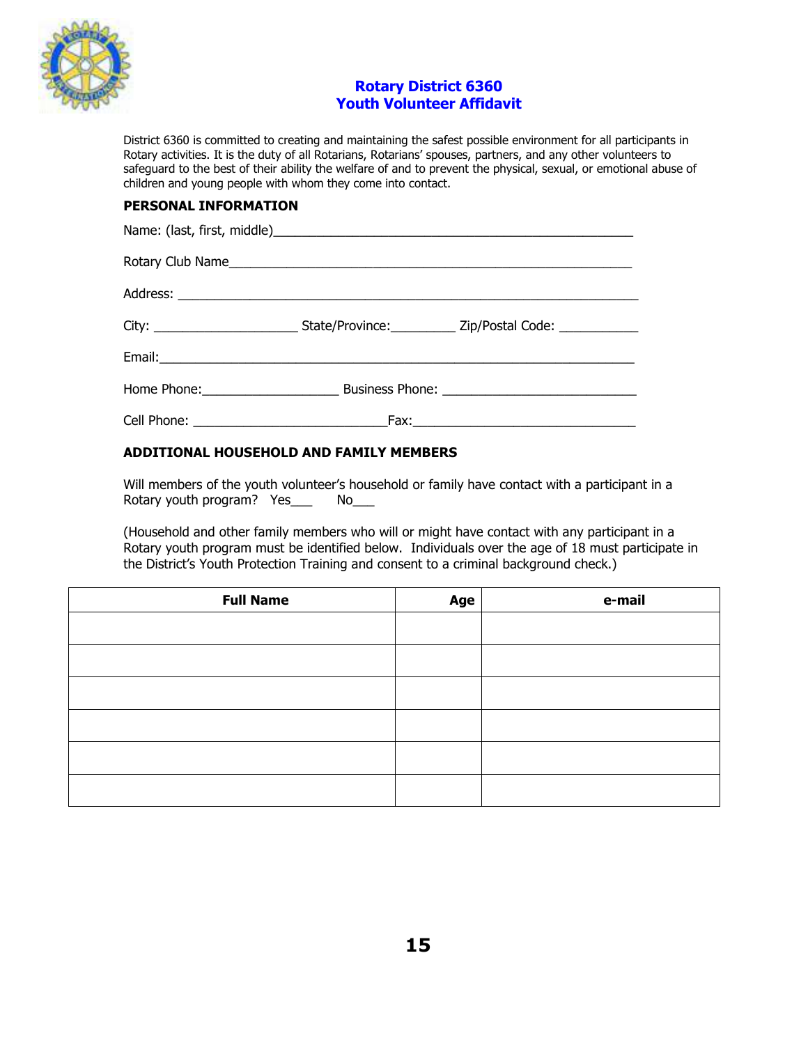# Rotary District 6360
## Youth Volunteer Affidavit

District 6360 is committed to creating and maintaining the safest possible environment for all participants in Rotary activities. It is the duty of all Rotarians, Rotarians' spouses, partners, and any other volunteers to safeguard to the best of their ability the welfare of and to prevent the physical, sexual, or emotional abuse of children and young people with whom they come into contact.

### PERSONAL INFORMATION

Name: (last, first, middle)____________________________________________________

Rotary Club Name__________________________________________________________

Address: __________________________________________________________________

City: ____________________ State/Province:_________ Zip/Postal Code: ___________

Email:____________________________________________________________________

Home Phone:___________________ Business Phone: ___________________________

Cell Phone: ___________________________Fax:_______________________________

### ADDITIONAL HOUSEHOLD AND FAMILY MEMBERS

Will members of the youth volunteer's household or family have contact with a participant in a Rotary youth program? Yes___ No___

(Household and other family members who will or might have contact with any participant in a Rotary youth program must be identified below. Individuals over the age of 18 must participate in the District's Youth Protection Training and consent to a criminal background check.)

| Full Name | Age | e-mail |
|---|---|---|
| | | |
| | | |
| | | |
| | | |
| | | |
| | | |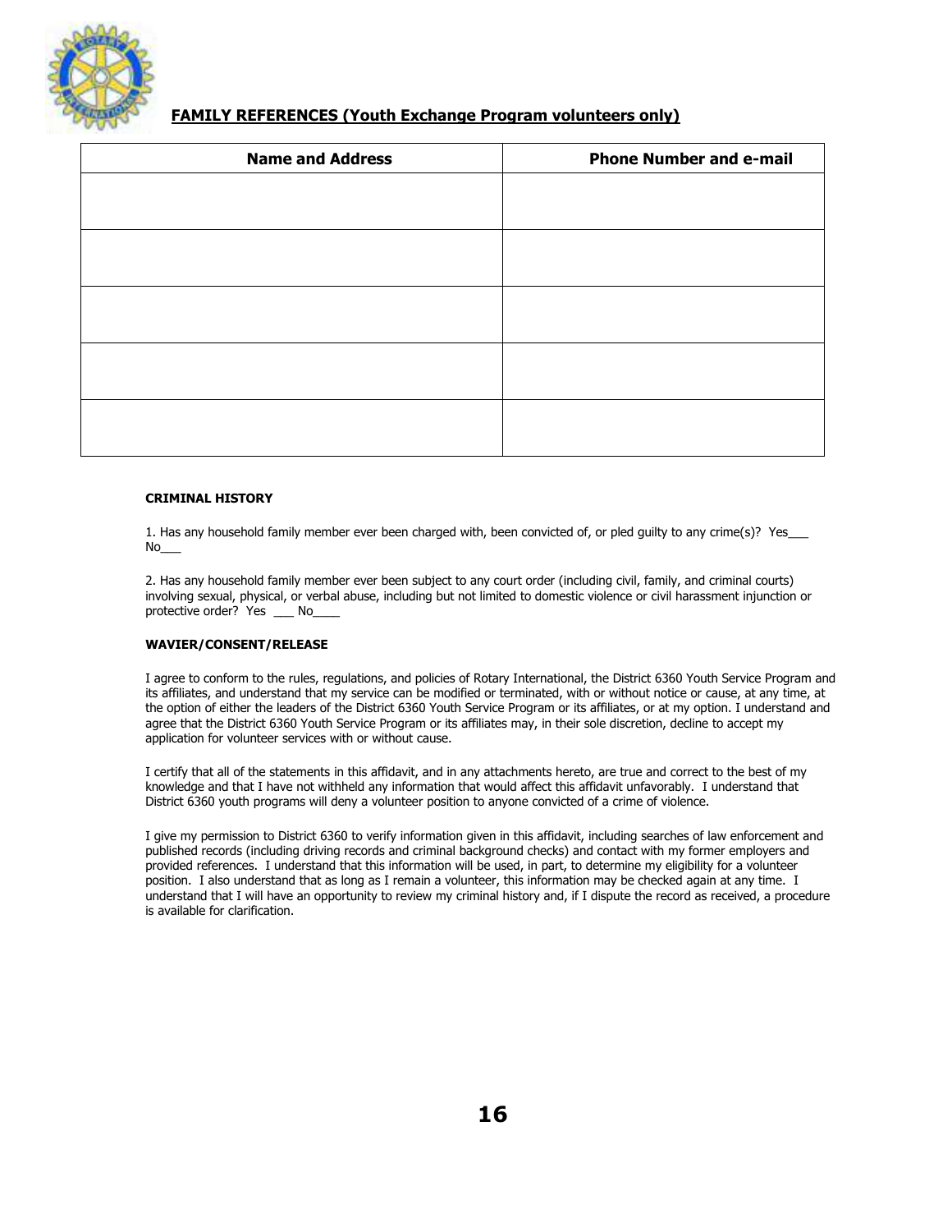## FAMILY REFERENCES (Youth Exchange Program volunteers only)

| Name and Address | Phone Number and e-mail |
|---|---|
| | |
| | |
| | |
| | |
| | |

**CRIMINAL HISTORY**

1. Has any household family member ever been charged with, been convicted of, or pled guilty to any crime(s)? Yes___ No___

2. Has any household family member ever been subject to any court order (including civil, family, and criminal courts) involving sexual, physical, or verbal abuse, including but not limited to domestic violence or civil harassment injunction or protective order? Yes ___ No____

**WAVIER/CONSENT/RELEASE**

I agree to conform to the rules, regulations, and policies of Rotary International, the District 6360 Youth Service Program and its affiliates, and understand that my service can be modified or terminated, with or without notice or cause, at any time, at the option of either the leaders of the District 6360 Youth Service Program or its affiliates, or at my option. I understand and agree that the District 6360 Youth Service Program or its affiliates may, in their sole discretion, decline to accept my application for volunteer services with or without cause.

I certify that all of the statements in this affidavit, and in any attachments hereto, are true and correct to the best of my knowledge and that I have not withheld any information that would affect this affidavit unfavorably. I understand that District 6360 youth programs will deny a volunteer position to anyone convicted of a crime of violence.

I give my permission to District 6360 to verify information given in this affidavit, including searches of law enforcement and published records (including driving records and criminal background checks) and contact with my former employers and provided references. I understand that this information will be used, in part, to determine my eligibility for a volunteer position. I also understand that as long as I remain a volunteer, this information may be checked again at any time. I understand that I will have an opportunity to review my criminal history and, if I dispute the record as received, a procedure is available for clarification.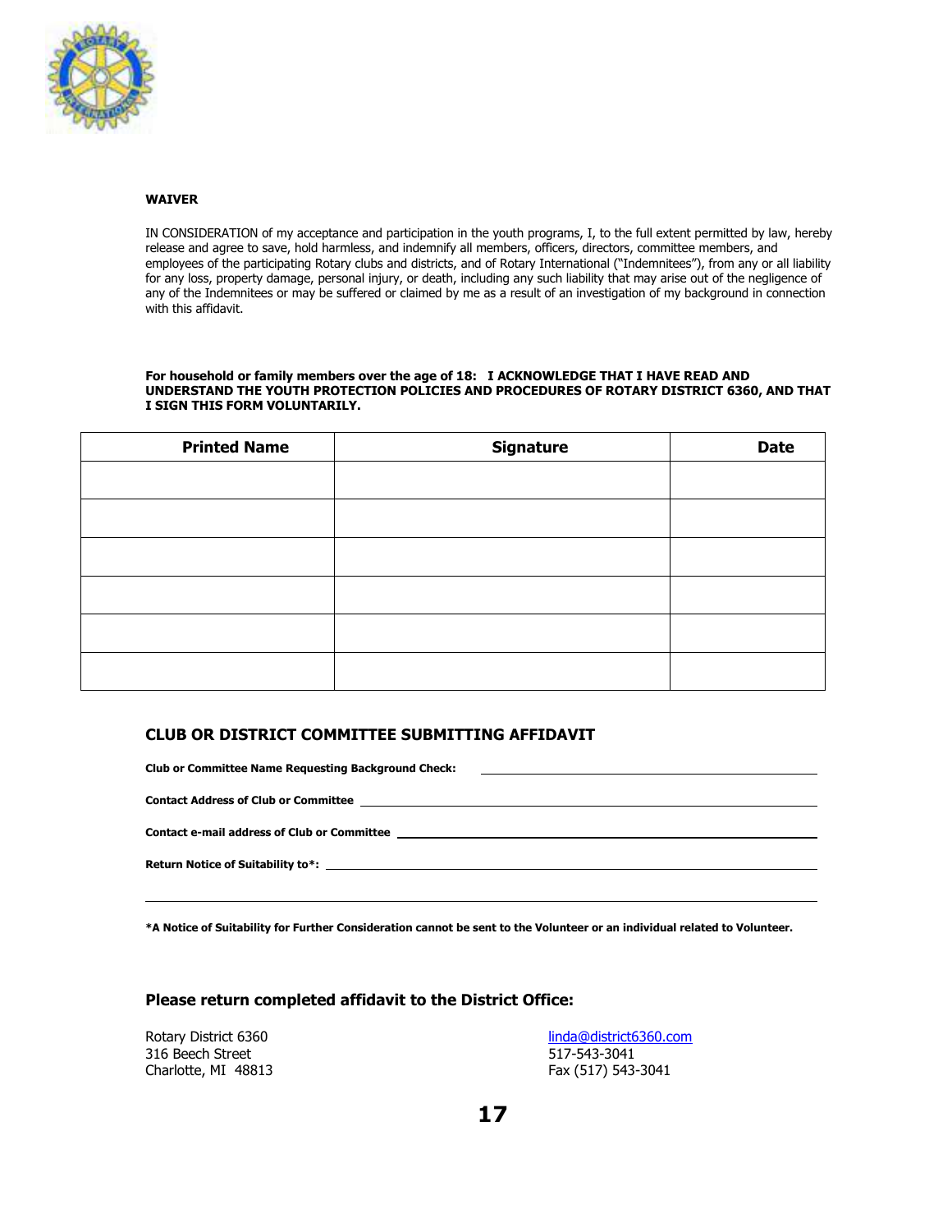**WAIVER**

IN CONSIDERATION of my acceptance and participation in the youth programs, I, to the full extent permitted by law, hereby release and agree to save, hold harmless, and indemnify all members, officers, directors, committee members, and employees of the participating Rotary clubs and districts, and of Rotary International ("Indemnitees"), from any or all liability for any loss, property damage, personal injury, or death, including any such liability that may arise out of the negligence of any of the Indemnitees or may be suffered or claimed by me as a result of an investigation of my background in connection with this affidavit.

**For household or family members over the age of 18: I ACKNOWLEDGE THAT I HAVE READ AND UNDERSTAND THE YOUTH PROTECTION POLICIES AND PROCEDURES OF ROTARY DISTRICT 6360, AND THAT I SIGN THIS FORM VOLUNTARILY.**

| Printed Name | Signature | Date |
|---|---|---|
| | | |
| | | |
| | | |
| | | |
| | | |
| | | |

## CLUB OR DISTRICT COMMITTEE SUBMITTING AFFIDAVIT

**Club or Committee Name Requesting Background Check:** ______________________________

**Contact Address of Club or Committee** ______________________________

**Contact e-mail address of Club or Committee** ______________________________

**Return Notice of Suitability to*:** ______________________________

______________________________

***A Notice of Suitability for Further Consideration cannot be sent to the Volunteer or an individual related to Volunteer.**

### Please return completed affidavit to the District Office:

Rotary District 6360
316 Beech Street
Charlotte, MI 48813

linda@district6360.com
517-543-3041
Fax (517) 543-3041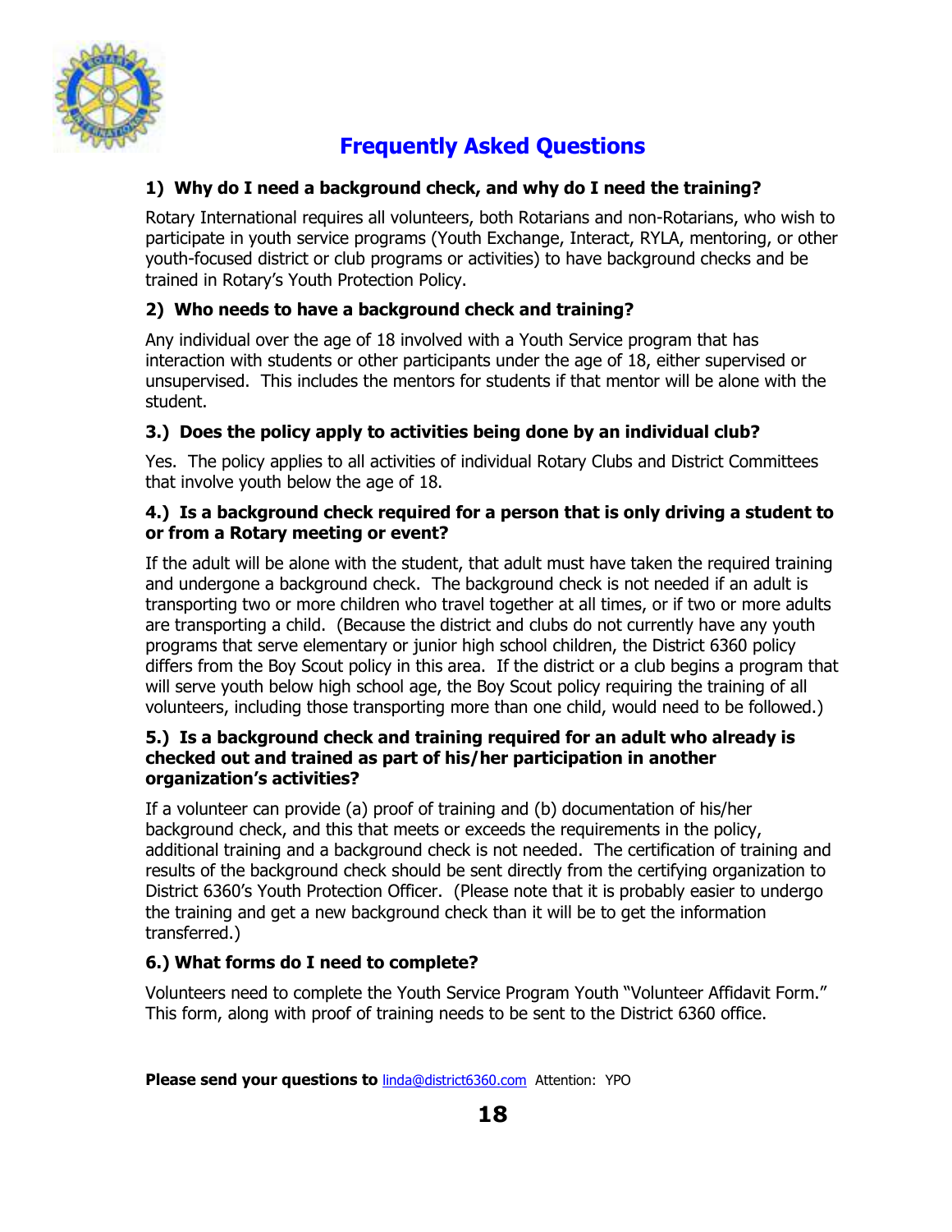# Frequently Asked Questions

**1) Why do I need a background check, and why do I need the training?**

Rotary International requires all volunteers, both Rotarians and non-Rotarians, who wish to participate in youth service programs (Youth Exchange, Interact, RYLA, mentoring, or other youth-focused district or club programs or activities) to have background checks and be trained in Rotary's Youth Protection Policy.

**2) Who needs to have a background check and training?**

Any individual over the age of 18 involved with a Youth Service program that has interaction with students or other participants under the age of 18, either supervised or unsupervised. This includes the mentors for students if that mentor will be alone with the student.

**3.) Does the policy apply to activities being done by an individual club?**

Yes. The policy applies to all activities of individual Rotary Clubs and District Committees that involve youth below the age of 18.

**4.) Is a background check required for a person that is only driving a student to or from a Rotary meeting or event?**

If the adult will be alone with the student, that adult must have taken the required training and undergone a background check. The background check is not needed if an adult is transporting two or more children who travel together at all times, or if two or more adults are transporting a child. (Because the district and clubs do not currently have any youth programs that serve elementary or junior high school children, the District 6360 policy differs from the Boy Scout policy in this area. If the district or a club begins a program that will serve youth below high school age, the Boy Scout policy requiring the training of all volunteers, including those transporting more than one child, would need to be followed.)

**5.) Is a background check and training required for an adult who already is checked out and trained as part of his/her participation in another organization's activities?**

If a volunteer can provide (a) proof of training and (b) documentation of his/her background check, and this that meets or exceeds the requirements in the policy, additional training and a background check is not needed. The certification of training and results of the background check should be sent directly from the certifying organization to District 6360's Youth Protection Officer. (Please note that it is probably easier to undergo the training and get a new background check than it will be to get the information transferred.)

**6.) What forms do I need to complete?**

Volunteers need to complete the Youth Service Program Youth "Volunteer Affidavit Form." This form, along with proof of training needs to be sent to the District 6360 office.

**Please send your questions to** linda@district6360.com Attention: YPO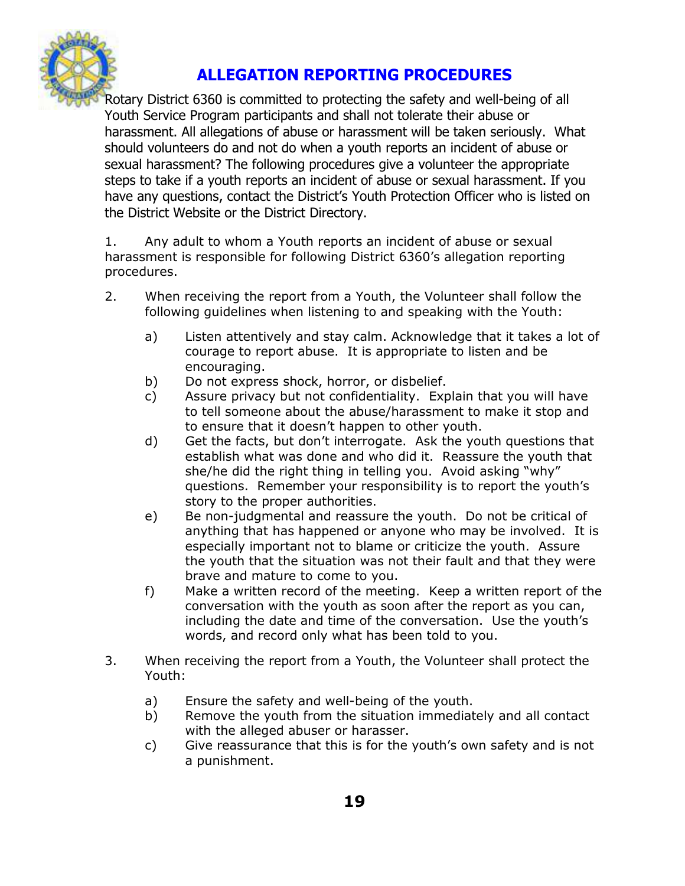# ALLEGATION REPORTING PROCEDURES

Rotary District 6360 is committed to protecting the safety and well-being of all Youth Service Program participants and shall not tolerate their abuse or harassment. All allegations of abuse or harassment will be taken seriously. What should volunteers do and not do when a youth reports an incident of abuse or sexual harassment? The following procedures give a volunteer the appropriate steps to take if a youth reports an incident of abuse or sexual harassment. If you have any questions, contact the District's Youth Protection Officer who is listed on the District Website or the District Directory.

1. Any adult to whom a Youth reports an incident of abuse or sexual harassment is responsible for following District 6360's allegation reporting procedures.

2. When receiving the report from a Youth, the Volunteer shall follow the following guidelines when listening to and speaking with the Youth:

   a) Listen attentively and stay calm. Acknowledge that it takes a lot of courage to report abuse. It is appropriate to listen and be encouraging.
   b) Do not express shock, horror, or disbelief.
   c) Assure privacy but not confidentiality. Explain that you will have to tell someone about the abuse/harassment to make it stop and to ensure that it doesn't happen to other youth.
   d) Get the facts, but don't interrogate. Ask the youth questions that establish what was done and who did it. Reassure the youth that she/he did the right thing in telling you. Avoid asking "why" questions. Remember your responsibility is to report the youth's story to the proper authorities.
   e) Be non-judgmental and reassure the youth. Do not be critical of anything that has happened or anyone who may be involved. It is especially important not to blame or criticize the youth. Assure the youth that the situation was not their fault and that they were brave and mature to come to you.
   f) Make a written record of the meeting. Keep a written report of the conversation with the youth as soon after the report as you can, including the date and time of the conversation. Use the youth's words, and record only what has been told to you.

3. When receiving the report from a Youth, the Volunteer shall protect the Youth:

   a) Ensure the safety and well-being of the youth.
   b) Remove the youth from the situation immediately and all contact with the alleged abuser or harasser.
   c) Give reassurance that this is for the youth's own safety and is not a punishment.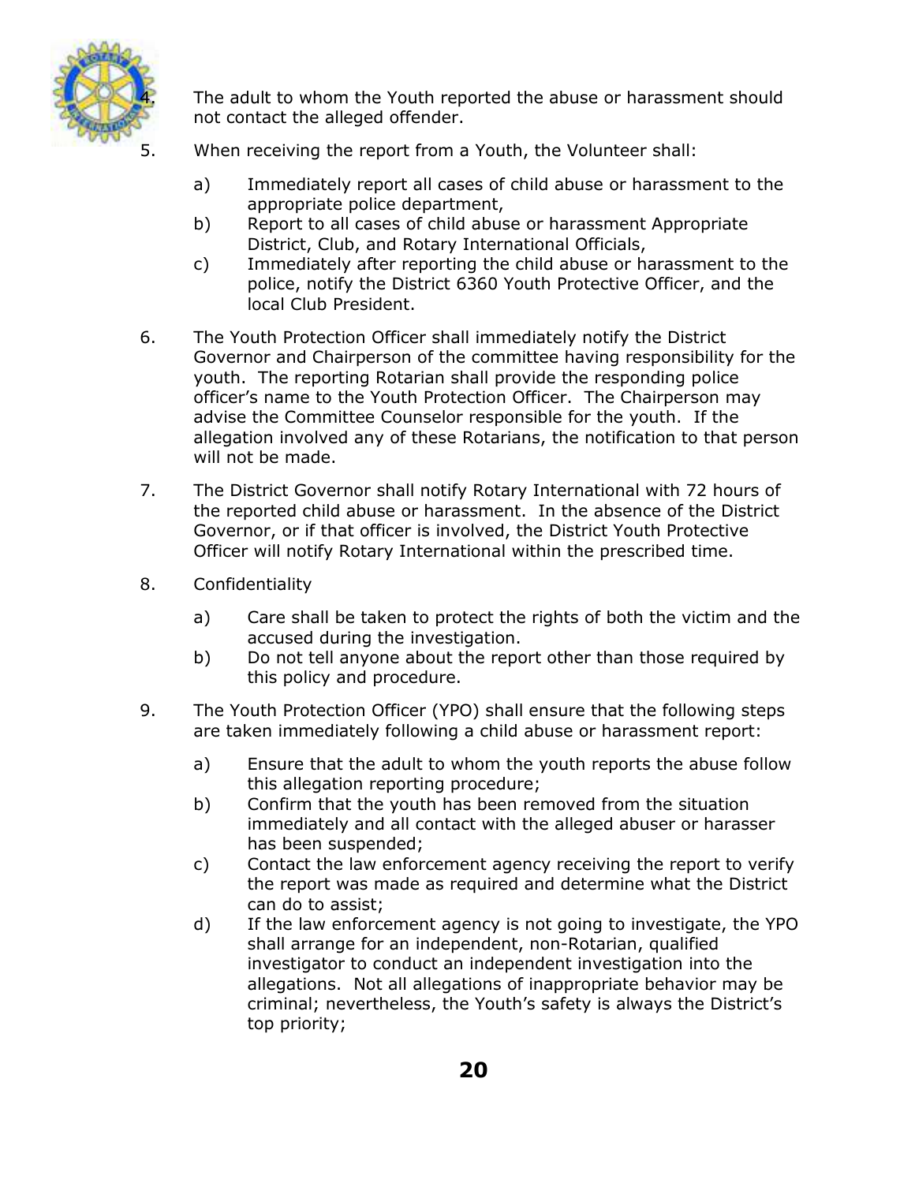4. The adult to whom the Youth reported the abuse or harassment should not contact the alleged offender.

5. When receiving the report from a Youth, the Volunteer shall:

   a) Immediately report all cases of child abuse or harassment to the appropriate police department,
   b) Report to all cases of child abuse or harassment Appropriate District, Club, and Rotary International Officials,
   c) Immediately after reporting the child abuse or harassment to the police, notify the District 6360 Youth Protective Officer, and the local Club President.

6. The Youth Protection Officer shall immediately notify the District Governor and Chairperson of the committee having responsibility for the youth. The reporting Rotarian shall provide the responding police officer's name to the Youth Protection Officer. The Chairperson may advise the Committee Counselor responsible for the youth. If the allegation involved any of these Rotarians, the notification to that person will not be made.

7. The District Governor shall notify Rotary International with 72 hours of the reported child abuse or harassment. In the absence of the District Governor, or if that officer is involved, the District Youth Protective Officer will notify Rotary International within the prescribed time.

8. Confidentiality

   a) Care shall be taken to protect the rights of both the victim and the accused during the investigation.
   b) Do not tell anyone about the report other than those required by this policy and procedure.

9. The Youth Protection Officer (YPO) shall ensure that the following steps are taken immediately following a child abuse or harassment report:

   a) Ensure that the adult to whom the youth reports the abuse follow this allegation reporting procedure;
   b) Confirm that the youth has been removed from the situation immediately and all contact with the alleged abuser or harasser has been suspended;
   c) Contact the law enforcement agency receiving the report to verify the report was made as required and determine what the District can do to assist;
   d) If the law enforcement agency is not going to investigate, the YPO shall arrange for an independent, non-Rotarian, qualified investigator to conduct an independent investigation into the allegations. Not all allegations of inappropriate behavior may be criminal; nevertheless, the Youth's safety is always the District's top priority;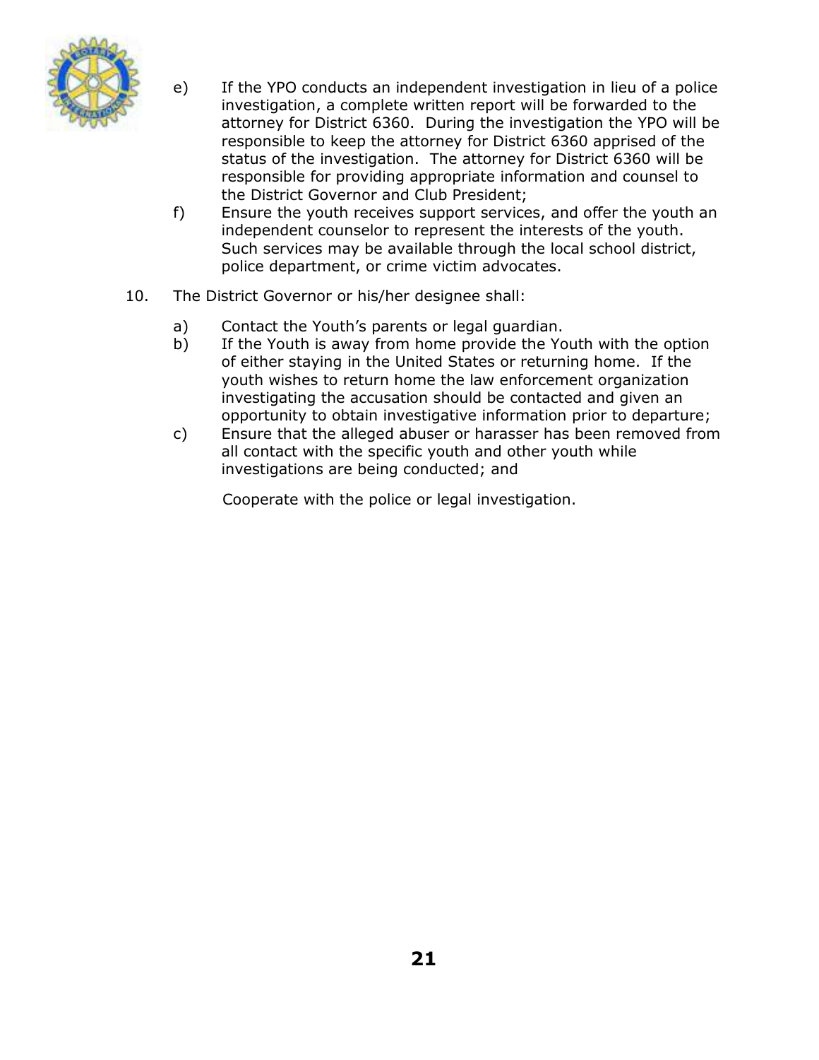e) If the YPO conducts an independent investigation in lieu of a police investigation, a complete written report will be forwarded to the attorney for District 6360. During the investigation the YPO will be responsible to keep the attorney for District 6360 apprised of the status of the investigation. The attorney for District 6360 will be responsible for providing appropriate information and counsel to the District Governor and Club President;

f) Ensure the youth receives support services, and offer the youth an independent counselor to represent the interests of the youth. Such services may be available through the local school district, police department, or crime victim advocates.

10. The District Governor or his/her designee shall:

    a) Contact the Youth's parents or legal guardian.

    b) If the Youth is away from home provide the Youth with the option of either staying in the United States or returning home. If the youth wishes to return home the law enforcement organization investigating the accusation should be contacted and given an opportunity to obtain investigative information prior to departure;

    c) Ensure that the alleged abuser or harasser has been removed from all contact with the specific youth and other youth while investigations are being conducted; and

    Cooperate with the police or legal investigation.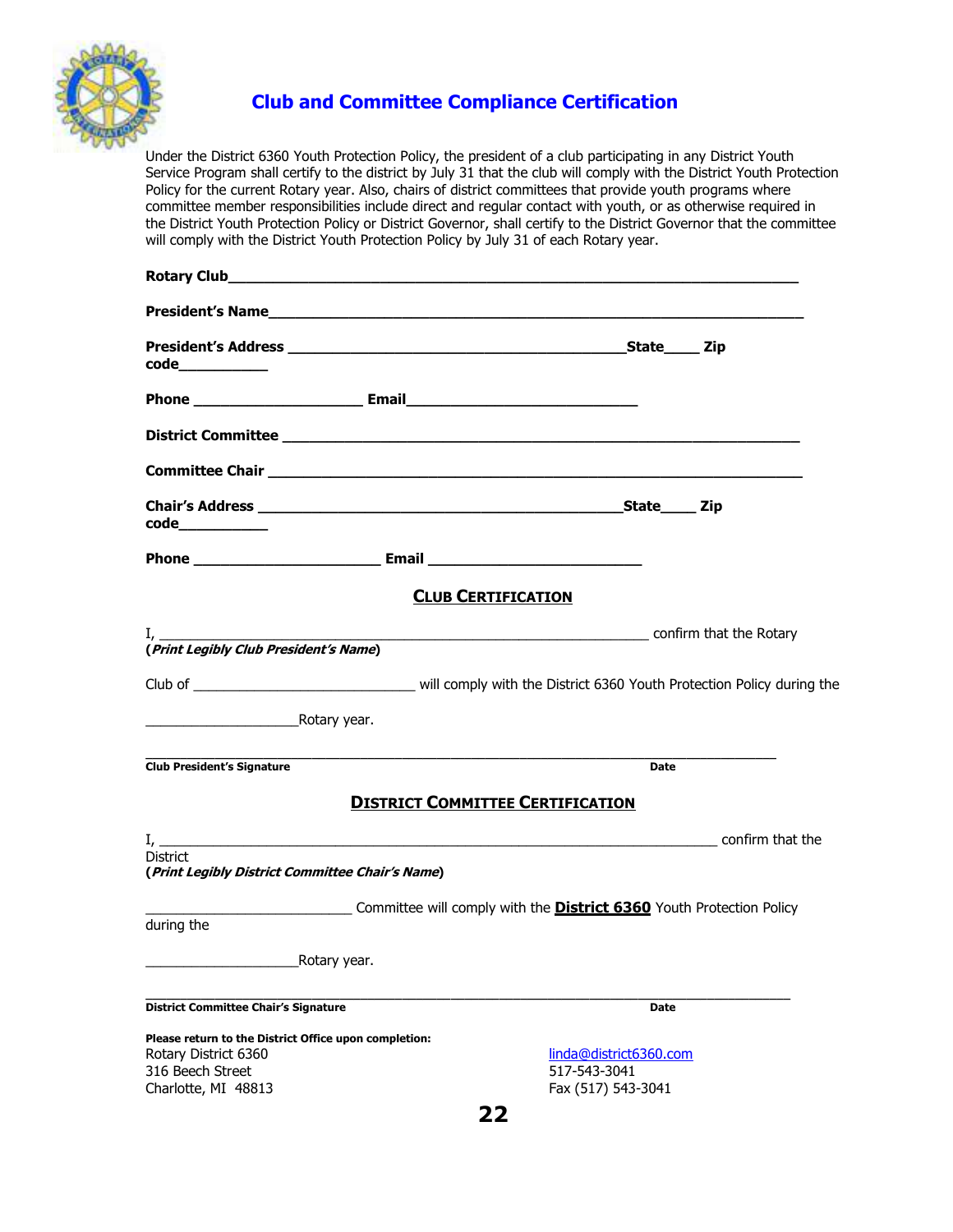# Club and Committee Compliance Certification

Under the District 6360 Youth Protection Policy, the president of a club participating in any District Youth Service Program shall certify to the district by July 31 that the club will comply with the District Youth Protection Policy for the current Rotary year. Also, chairs of district committees that provide youth programs where committee member responsibilities include direct and regular contact with youth, or as otherwise required in the District Youth Protection Policy or District Governor, shall certify to the District Governor that the committee will comply with the District Youth Protection Policy by July 31 of each Rotary year.

**Rotary Club**_________________________________________________________________

**President's Name**_____________________________________________________________

**President's Address** _______________________________________**State**____ **Zip code**__________

**Phone** ___________________ **Email**__________________________

**District Committee** ___________________________________________________________

**Committee Chair** _____________________________________________________________

**Chair's Address** __________________________________________**State**____ **Zip code**__________

**Phone** _____________________ **Email** ________________________

## CLUB CERTIFICATION

I, _______________________________________________________ confirm that the Rotary
(***Print Legibly Club President's Name***)

Club of _________________________ will comply with the District 6360 Youth Protection Policy during the

_________________Rotary year.

_______________________________________________________________________

**Club President's Signature** **Date**

## DISTRICT COMMITTEE CERTIFICATION

I, ______________________________________________________________ confirm that the District
(***Print Legibly District Committee Chair's Name***)

_______________________ Committee will comply with the **District 6360** Youth Protection Policy during the

_________________Rotary year.

_______________________________________________________________________

**District Committee Chair's Signature** **Date**

**Please return to the District Office upon completion:**

Rotary District 6360
316 Beech Street
Charlotte, MI 48813

linda@district6360.com
517-543-3041
Fax (517) 543-3041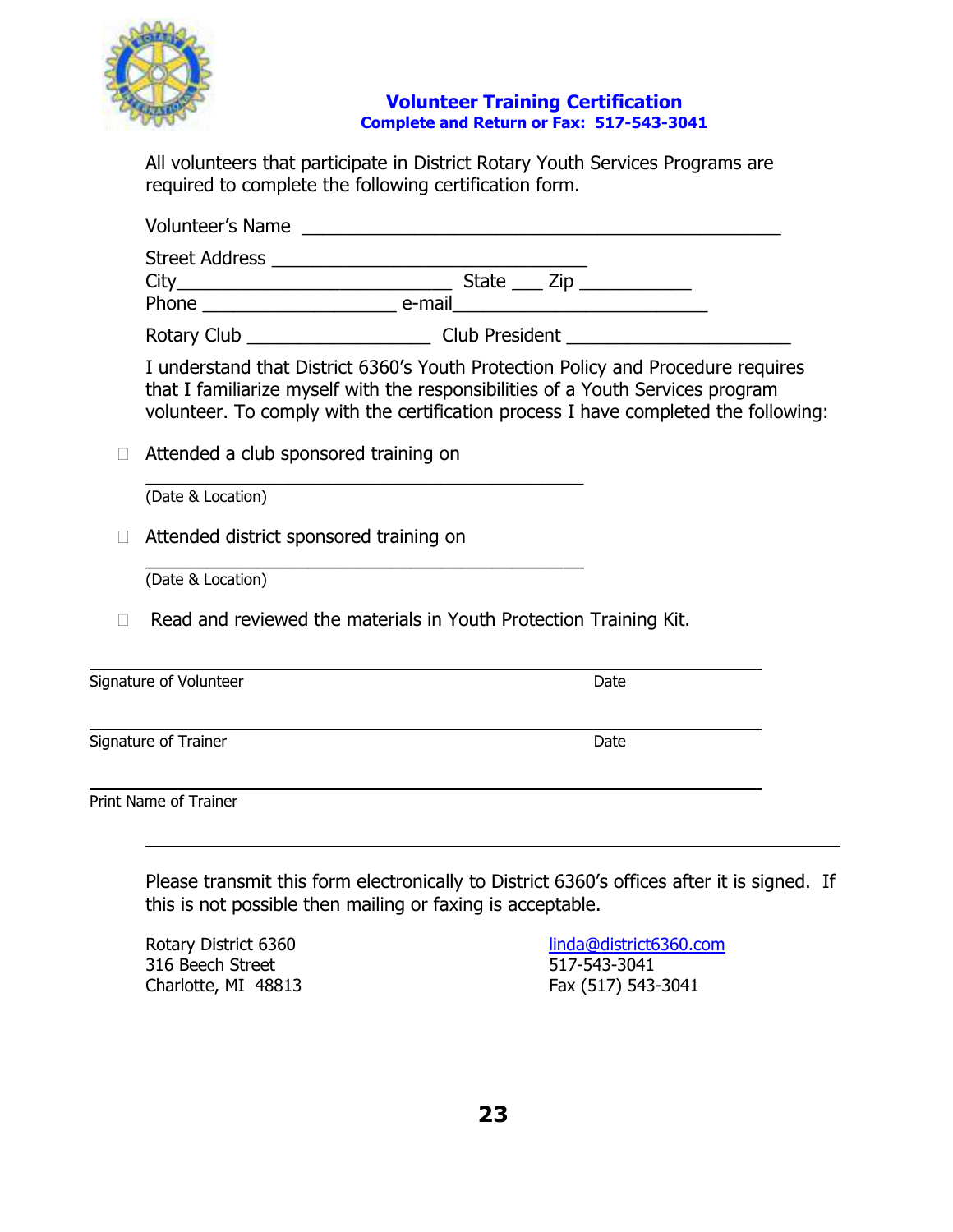## Volunteer Training Certification

**Complete and Return or Fax: 517-543-3041**

All volunteers that participate in District Rotary Youth Services Programs are required to complete the following certification form.

Volunteer's Name ______________________________________________

Street Address ______________________________
City__________________________ State ___ Zip ___________
Phone ___________________ e-mail_________________________

Rotary Club __________________ Club President ______________________

I understand that District 6360's Youth Protection Policy and Procedure requires that I familiarize myself with the responsibilities of a Youth Services program volunteer. To comply with the certification process I have completed the following:

- ☐ Attended a club sponsored training on

  ___________________________________________
  (Date & Location)

- ☐ Attended district sponsored training on

  ___________________________________________
  (Date & Location)

- ☐ Read and reviewed the materials in Youth Protection Training Kit.

______________________________________________________________
Signature of Volunteer Date

______________________________________________________________
Signature of Trainer Date

______________________________________________________________
Print Name of Trainer

---

Please transmit this form electronically to District 6360's offices after it is signed. If this is not possible then mailing or faxing is acceptable.

Rotary District 6360
316 Beech Street
Charlotte, MI 48813

linda@district6360.com
517-543-3041
Fax (517) 543-3041